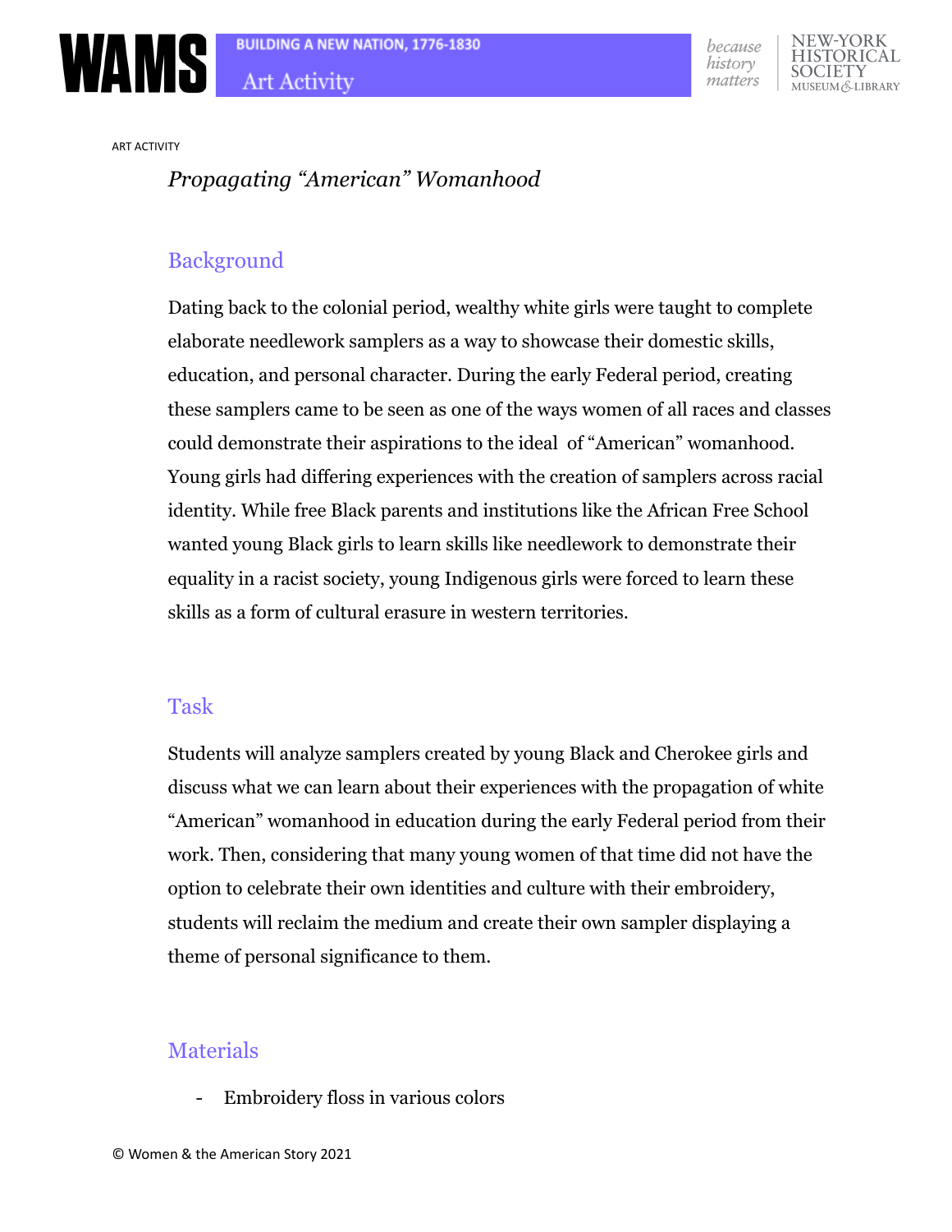ART ACTIVITY

# *Propagating "American" Womanhood*

## Background

Dating back to the colonial period, wealthy white girls were taught to complete elaborate needlework samplers as a way to showcase their domestic skills, education, and personal character. During the early Federal period, creating these samplers came to be seen as one of the ways women of all races and classes could demonstrate their aspirations to the ideal of "American" womanhood. Young girls had differing experiences with the creation of samplers across racial identity. While free Black parents and institutions like the African Free School wanted young Black girls to learn skills like needlework to demonstrate their equality in a racist society, young Indigenous girls were forced to learn these skills as a form of cultural erasure in western territories.

## Task

Students will analyze samplers created by young Black and Cherokee girls and discuss what we can learn about their experiences with the propagation of white "American" womanhood in education during the early Federal period from their work. Then, considering that many young women of that time did not have the option to celebrate their own identities and culture with their embroidery, students will reclaim the medium and create their own sampler displaying a theme of personal significance to them.

## Materials

- Embroidery floss in various colors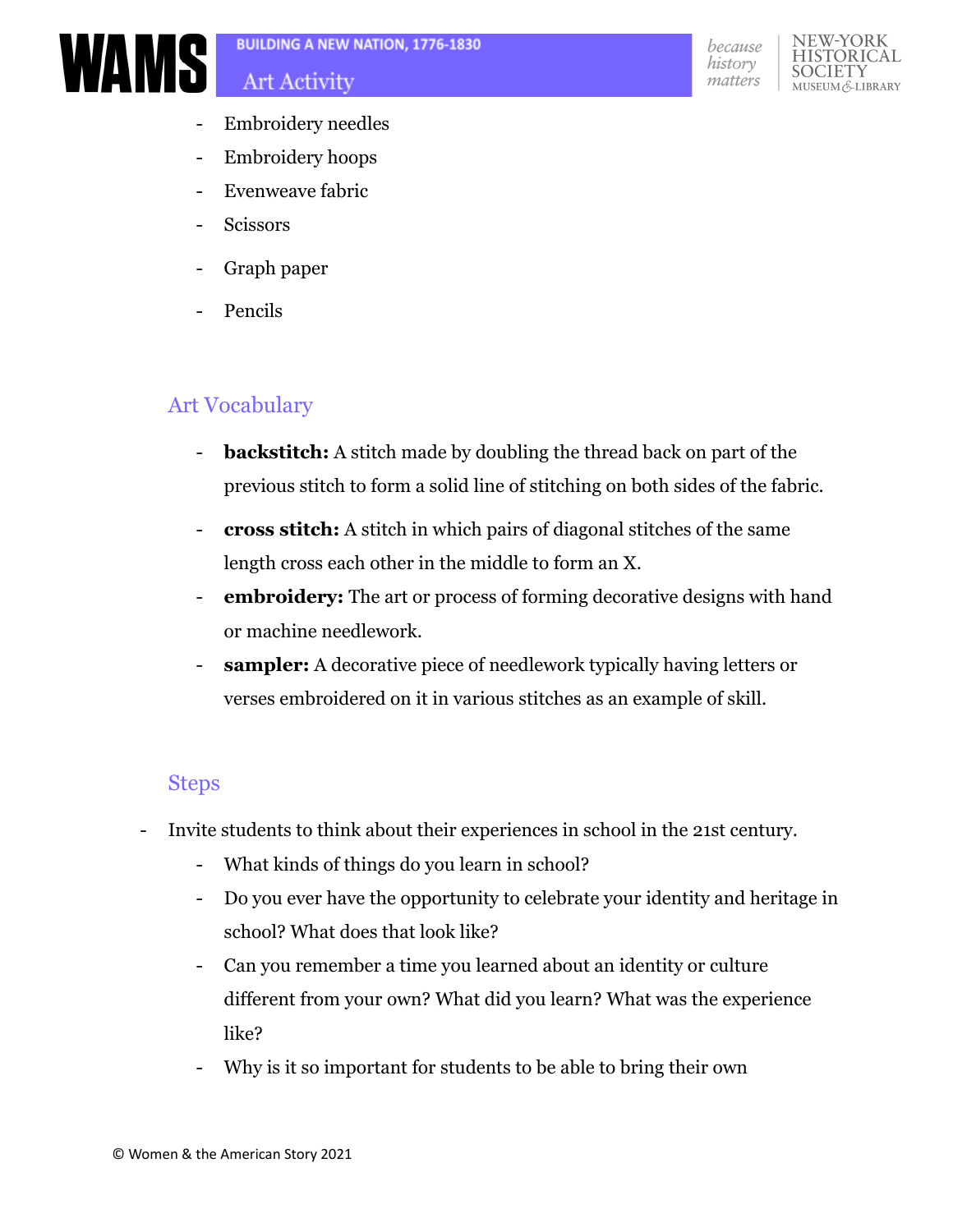- Embroidery needles
- Embroidery hoops
- Evenweave fabric
- Scissors
- Graph paper
- Pencils

## Art Vocabulary

- **backstitch:** A stitch made by doubling the thread back on part of the previous stitch to form a solid line of stitching on both sides of the fabric.
- **cross stitch:** A stitch in which pairs of diagonal stitches of the same length cross each other in the middle to form an X.
- **embroidery:** The art or process of forming decorative designs with hand or machine needlework.
- **sampler:** A decorative piece of needlework typically having letters or verses embroidered on it in various stitches as an example of skill.

## Steps

- Invite students to think about their experiences in school in the 21st century.
  - What kinds of things do you learn in school?
  - Do you ever have the opportunity to celebrate your identity and heritage in school? What does that look like?
  - Can you remember a time you learned about an identity or culture different from your own? What did you learn? What was the experience like?
  - Why is it so important for students to be able to bring their own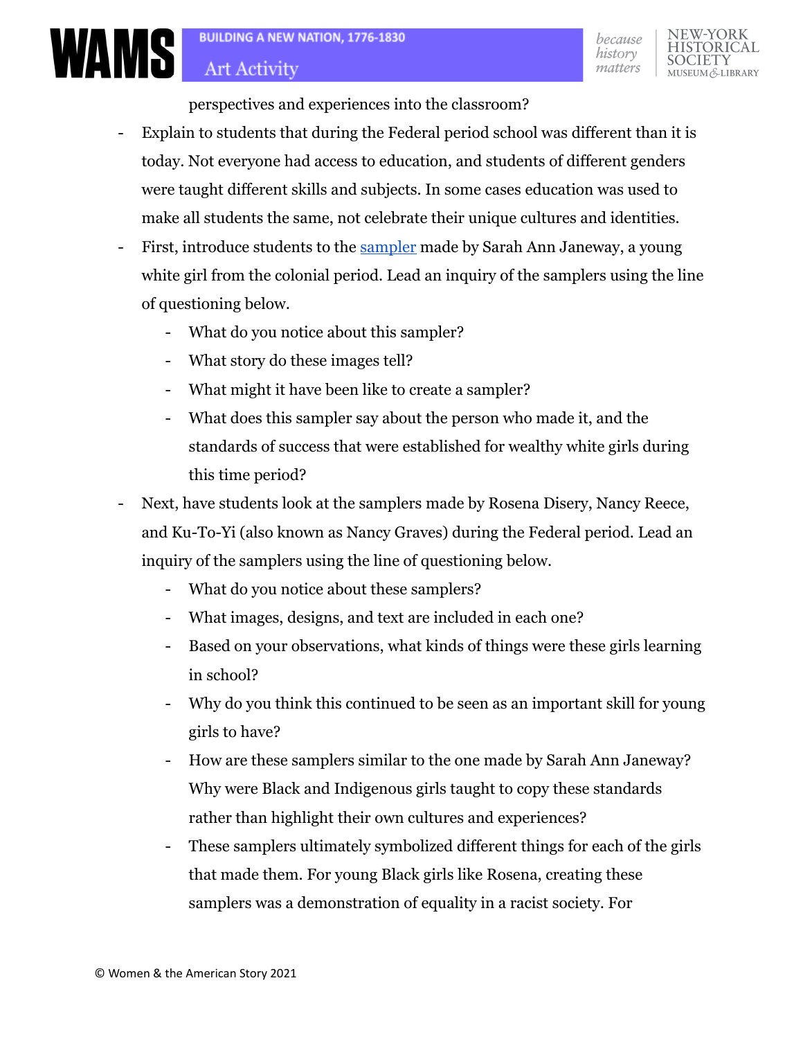perspectives and experiences into the classroom?

- Explain to students that during the Federal period school was different than it is today. Not everyone had access to education, and students of different genders were taught different skills and subjects. In some cases education was used to make all students the same, not celebrate their unique cultures and identities.
- First, introduce students to the sampler made by Sarah Ann Janeway, a young white girl from the colonial period. Lead an inquiry of the samplers using the line of questioning below.
  - What do you notice about this sampler?
  - What story do these images tell?
  - What might it have been like to create a sampler?
  - What does this sampler say about the person who made it, and the standards of success that were established for wealthy white girls during this time period?
- Next, have students look at the samplers made by Rosena Disery, Nancy Reece, and Ku-To-Yi (also known as Nancy Graves) during the Federal period. Lead an inquiry of the samplers using the line of questioning below.
  - What do you notice about these samplers?
  - What images, designs, and text are included in each one?
  - Based on your observations, what kinds of things were these girls learning in school?
  - Why do you think this continued to be seen as an important skill for young girls to have?
  - How are these samplers similar to the one made by Sarah Ann Janeway? Why were Black and Indigenous girls taught to copy these standards rather than highlight their own cultures and experiences?
  - These samplers ultimately symbolized different things for each of the girls that made them. For young Black girls like Rosena, creating these samplers was a demonstration of equality in a racist society. For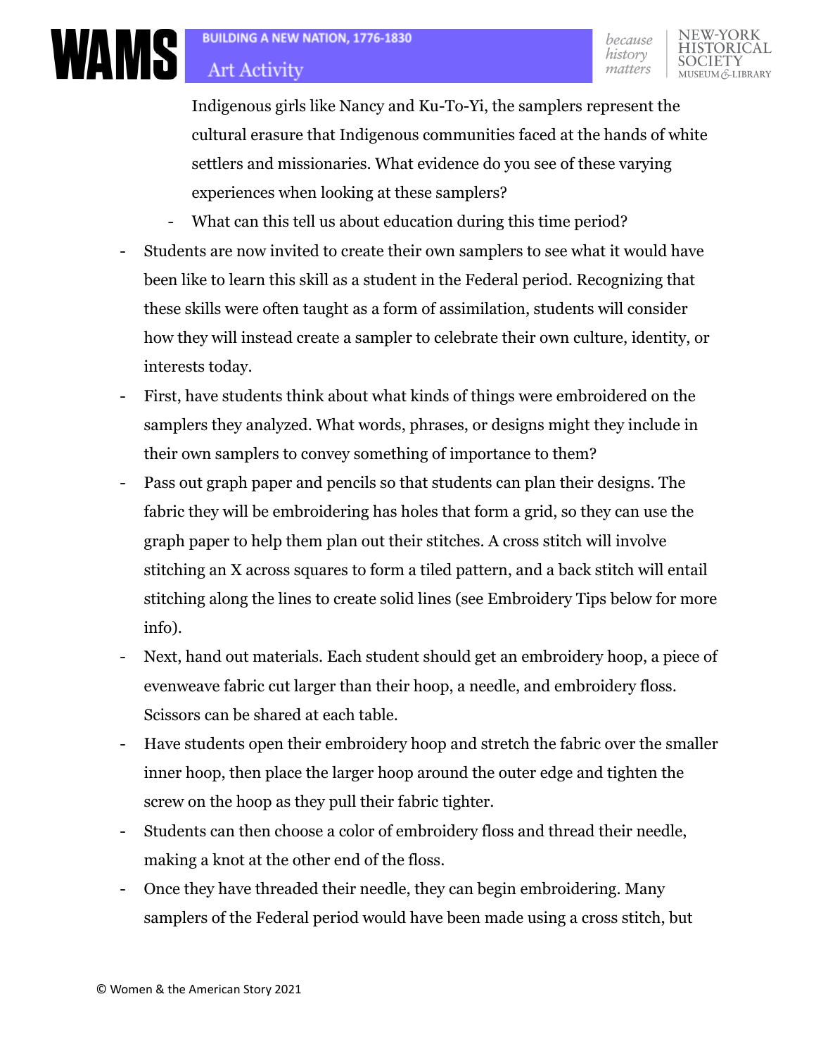Indigenous girls like Nancy and Ku-To-Yi, the samplers represent the cultural erasure that Indigenous communities faced at the hands of white settlers and missionaries. What evidence do you see of these varying experiences when looking at these samplers?

    - What can this tell us about education during this time period?

- Students are now invited to create their own samplers to see what it would have been like to learn this skill as a student in the Federal period. Recognizing that these skills were often taught as a form of assimilation, students will consider how they will instead create a sampler to celebrate their own culture, identity, or interests today.
- First, have students think about what kinds of things were embroidered on the samplers they analyzed. What words, phrases, or designs might they include in their own samplers to convey something of importance to them?
- Pass out graph paper and pencils so that students can plan their designs. The fabric they will be embroidering has holes that form a grid, so they can use the graph paper to help them plan out their stitches. A cross stitch will involve stitching an X across squares to form a tiled pattern, and a back stitch will entail stitching along the lines to create solid lines (see Embroidery Tips below for more info).
- Next, hand out materials. Each student should get an embroidery hoop, a piece of evenweave fabric cut larger than their hoop, a needle, and embroidery floss. Scissors can be shared at each table.
- Have students open their embroidery hoop and stretch the fabric over the smaller inner hoop, then place the larger hoop around the outer edge and tighten the screw on the hoop as they pull their fabric tighter.
- Students can then choose a color of embroidery floss and thread their needle, making a knot at the other end of the floss.
- Once they have threaded their needle, they can begin embroidering. Many samplers of the Federal period would have been made using a cross stitch, but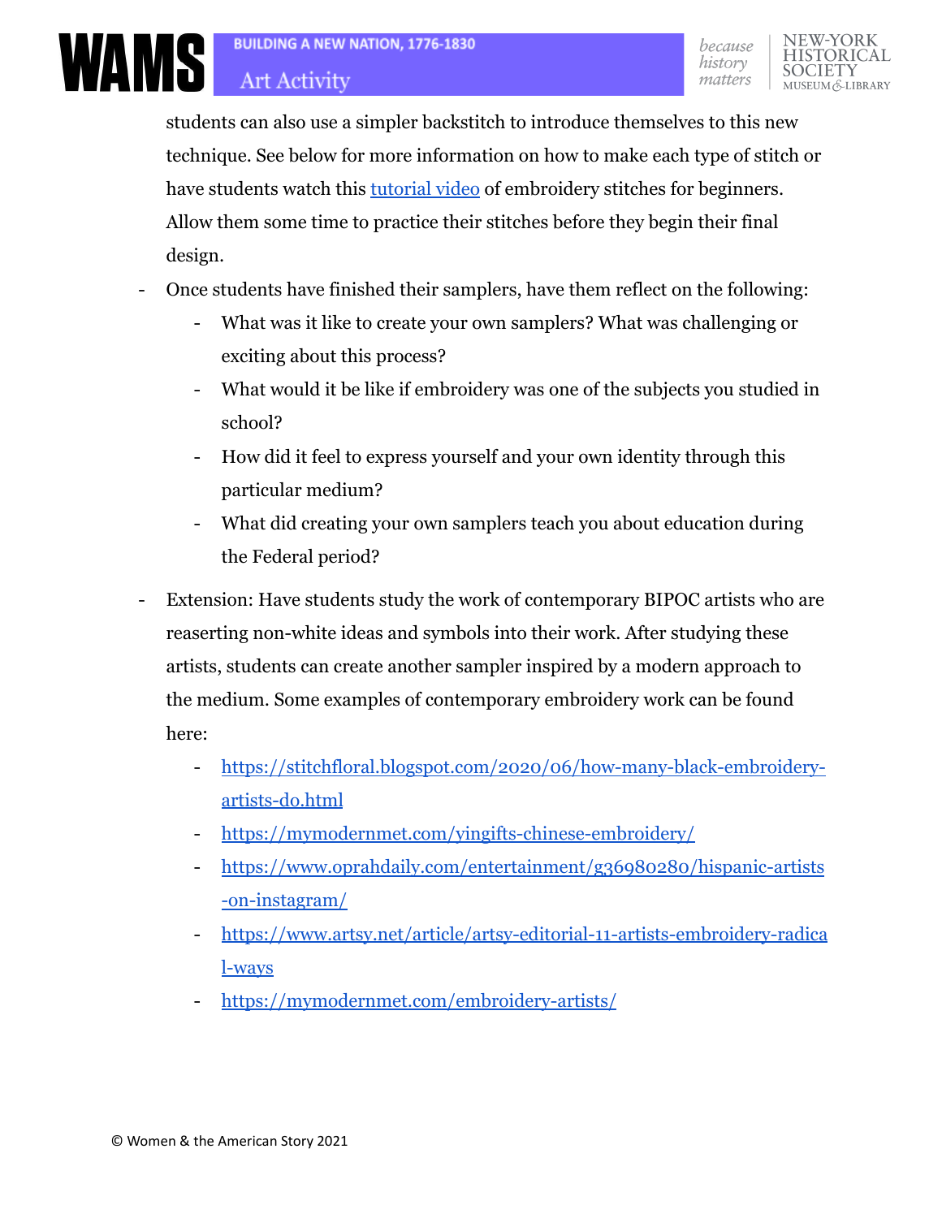students can also use a simpler backstitch to introduce themselves to this new technique. See below for more information on how to make each type of stitch or have students watch this tutorial video of embroidery stitches for beginners. Allow them some time to practice their stitches before they begin their final design.

- Once students have finished their samplers, have them reflect on the following:
    - What was it like to create your own samplers? What was challenging or exciting about this process?
    - What would it be like if embroidery was one of the subjects you studied in school?
    - How did it feel to express yourself and your own identity through this particular medium?
    - What did creating your own samplers teach you about education during the Federal period?
- Extension: Have students study the work of contemporary BIPOC artists who are reasserting non-white ideas and symbols into their work. After studying these artists, students can create another sampler inspired by a modern approach to the medium. Some examples of contemporary embroidery work can be found here:
    - https://stitchfloral.blogspot.com/2020/06/how-many-black-embroidery-artists-do.html
    - https://mymodernmet.com/yingifts-chinese-embroidery/
    - https://www.oprahdaily.com/entertainment/g36980280/hispanic-artists-on-instagram/
    - https://www.artsy.net/article/artsy-editorial-11-artists-embroidery-radical-ways
    - https://mymodernmet.com/embroidery-artists/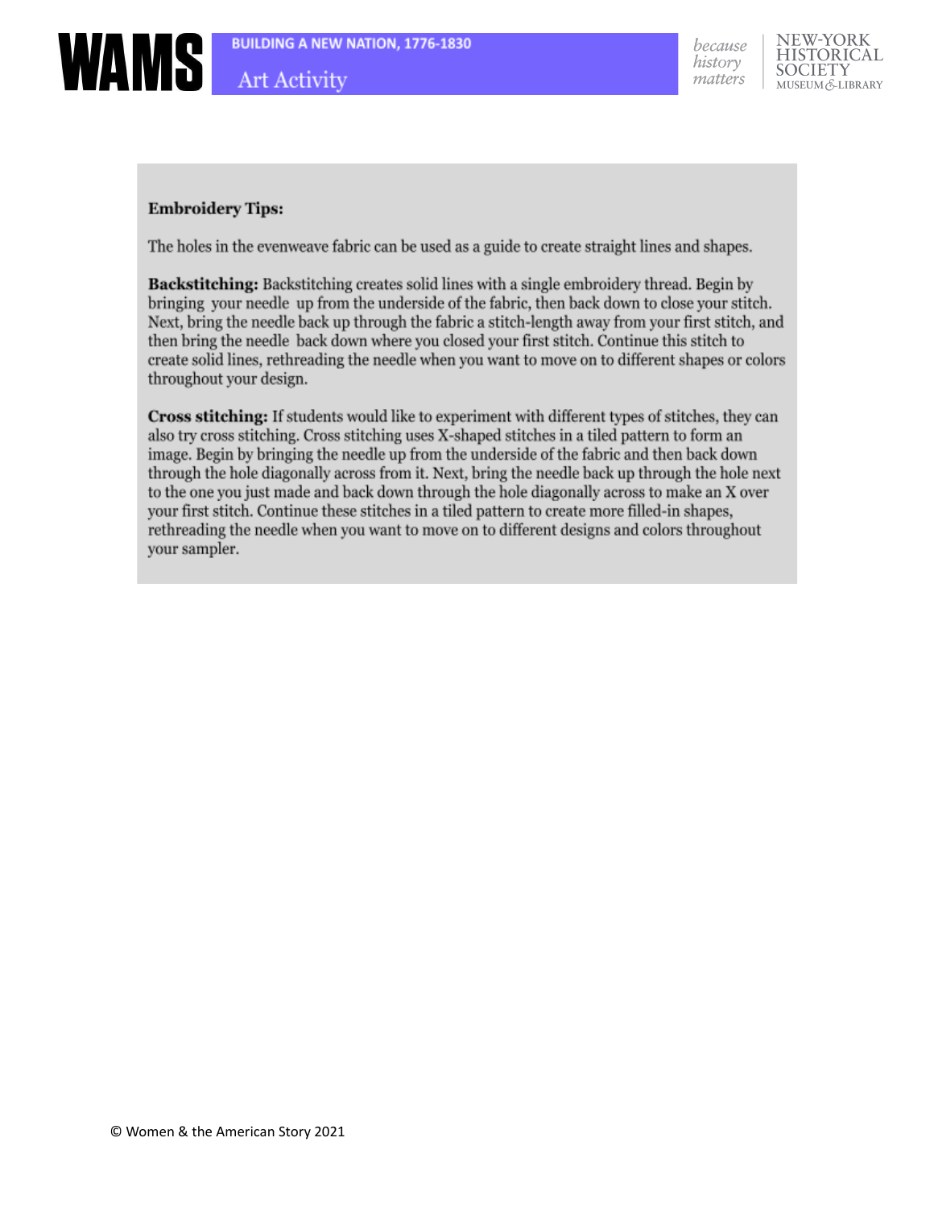**Embroidery Tips:**

The holes in the evenweave fabric can be used as a guide to create straight lines and shapes.

**Backstitching:** Backstitching creates solid lines with a single embroidery thread. Begin by bringing your needle up from the underside of the fabric, then back down to close your stitch. Next, bring the needle back up through the fabric a stitch-length away from your first stitch, and then bring the needle back down where you closed your first stitch. Continue this stitch to create solid lines, rethreading the needle when you want to move on to different shapes or colors throughout your design.

**Cross stitching:** If students would like to experiment with different types of stitches, they can also try cross stitching. Cross stitching uses X-shaped stitches in a tiled pattern to form an image. Begin by bringing the needle up from the underside of the fabric and then back down through the hole diagonally across from it. Next, bring the needle back up through the hole next to the one you just made and back down through the hole diagonally across to make an X over your first stitch. Continue these stitches in a tiled pattern to create more filled-in shapes, rethreading the needle when you want to move on to different designs and colors throughout your sampler.